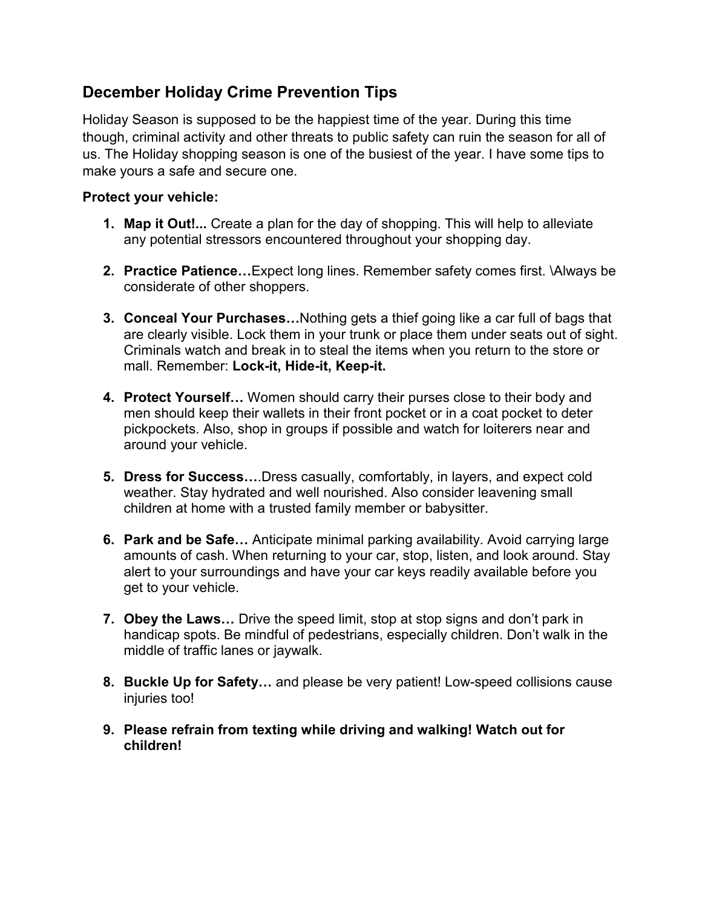## December Holiday Crime Prevention Tips

Holiday Season is supposed to be the happiest time of the year. During this time though, criminal activity and other threats to public safety can ruin the season for all of us. The Holiday shopping season is one of the busiest of the year. I have some tips to make yours a safe and secure one.

**Protect your vehicle:**

1. **Map it Out!...** Create a plan for the day of shopping. This will help to alleviate any potential stressors encountered throughout your shopping day.

2. **Practice Patience…**Expect long lines. Remember safety comes first. \Always be considerate of other shoppers.

3. **Conceal Your Purchases…**Nothing gets a thief going like a car full of bags that are clearly visible. Lock them in your trunk or place them under seats out of sight. Criminals watch and break in to steal the items when you return to the store or mall. Remember: **Lock-it, Hide-it, Keep-it.**

4. **Protect Yourself…** Women should carry their purses close to their body and men should keep their wallets in their front pocket or in a coat pocket to deter pickpockets. Also, shop in groups if possible and watch for loiterers near and around your vehicle.

5. **Dress for Success….**Dress casually, comfortably, in layers, and expect cold weather. Stay hydrated and well nourished. Also consider leavening small children at home with a trusted family member or babysitter.

6. **Park and be Safe…** Anticipate minimal parking availability. Avoid carrying large amounts of cash. When returning to your car, stop, listen, and look around. Stay alert to your surroundings and have your car keys readily available before you get to your vehicle.

7. **Obey the Laws…** Drive the speed limit, stop at stop signs and don't park in handicap spots. Be mindful of pedestrians, especially children. Don't walk in the middle of traffic lanes or jaywalk.

8. **Buckle Up for Safety…** and please be very patient! Low-speed collisions cause injuries too!

9. **Please refrain from texting while driving and walking! Watch out for children!**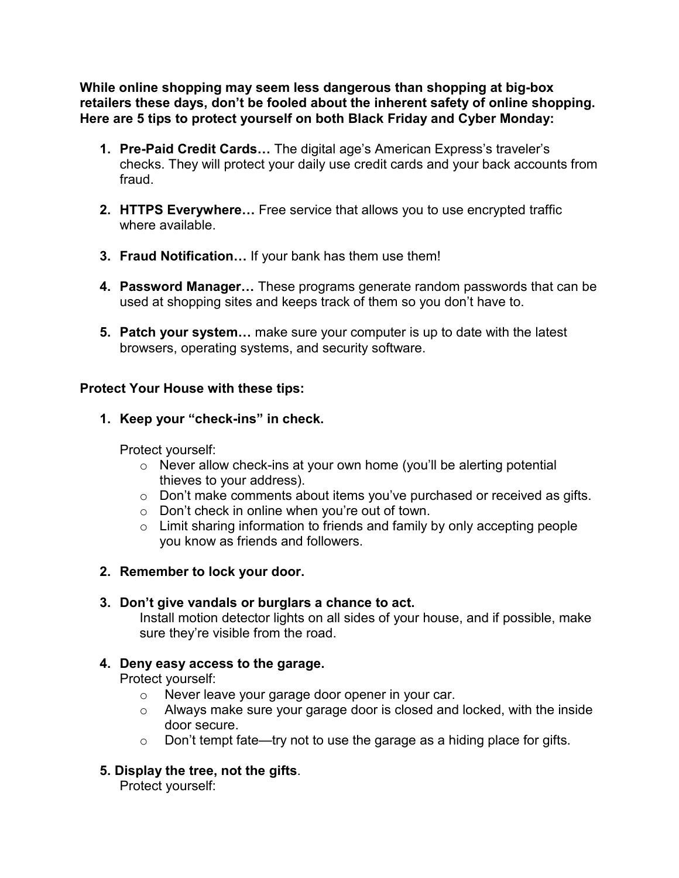**While online shopping may seem less dangerous than shopping at big-box retailers these days, don't be fooled about the inherent safety of online shopping. Here are 5 tips to protect yourself on both Black Friday and Cyber Monday:**

1. **Pre-Paid Credit Cards…** The digital age's American Express's traveler's checks. They will protect your daily use credit cards and your back accounts from fraud.

2. **HTTPS Everywhere…** Free service that allows you to use encrypted traffic where available.

3. **Fraud Notification…** If your bank has them use them!

4. **Password Manager…** These programs generate random passwords that can be used at shopping sites and keeps track of them so you don't have to.

5. **Patch your system…** make sure your computer is up to date with the latest browsers, operating systems, and security software.

**Protect Your House with these tips:**

1. **Keep your "check-ins" in check.**

   Protect yourself:
   - Never allow check-ins at your own home (you'll be alerting potential thieves to your address).
   - Don't make comments about items you've purchased or received as gifts.
   - Don't check in online when you're out of town.
   - Limit sharing information to friends and family by only accepting people you know as friends and followers.

2. **Remember to lock your door.**

3. **Don't give vandals or burglars a chance to act.**
   Install motion detector lights on all sides of your house, and if possible, make sure they're visible from the road.

4. **Deny easy access to the garage.**
   Protect yourself:
   - Never leave your garage door opener in your car.
   - Always make sure your garage door is closed and locked, with the inside door secure.
   - Don't tempt fate—try not to use the garage as a hiding place for gifts.

5. **Display the tree, not the gifts**.
   Protect yourself: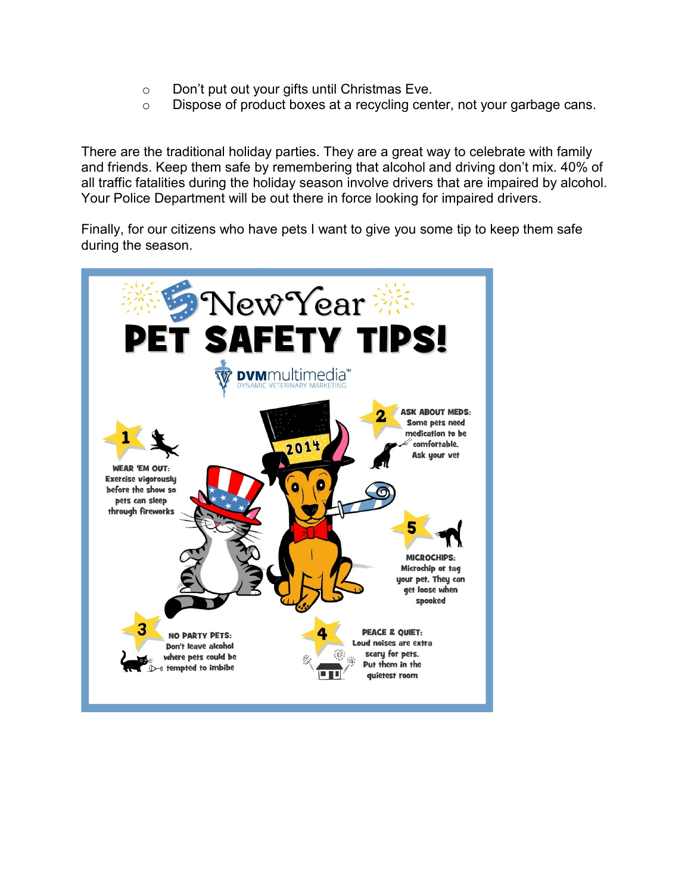- Don't put out your gifts until Christmas Eve.
- Dispose of product boxes at a recycling center, not your garbage cans.

There are the traditional holiday parties. They are a great way to celebrate with family and friends. Keep them safe by remembering that alcohol and driving don't mix. 40% of all traffic fatalities during the holiday season involve drivers that are impaired by alcohol. Your Police Department will be out there in force looking for impaired drivers.

Finally, for our citizens who have pets I want to give you some tip to keep them safe during the season.

5 New Year

PET SAFETY TIPS!

DVMmultimedia™
DYNAMIC VETERINARY MARKETING

2014

1 WEAR 'EM OUT: Exercise vigorously before the show so pets can sleep through fireworks

2 ASK ABOUT MEDS: Some pets need medication to be comfortable. Ask your vet

3 NO PARTY PETS: Don't leave alcohol where pets could be tempted to imbibe

4 PEACE & QUIET: Loud noises are extra scary for pets. Put them in the quietest room

5 MICROCHIPS: Microchip or tag your pet. They can get loose when spooked